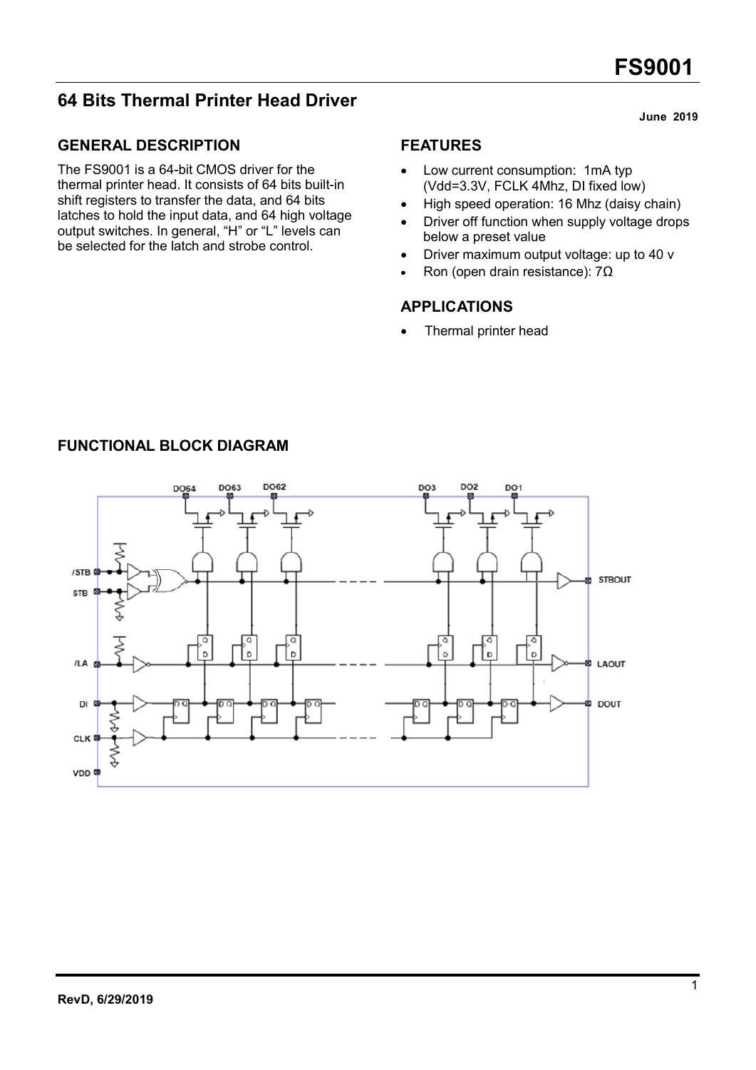# FS9001

## 64 Bits Thermal Printer Head Driver

**June 2019**

### GENERAL DESCRIPTION

The FS9001 is a 64-bit CMOS driver for the thermal printer head. It consists of 64 bits built-in shift registers to transfer the data, and 64 bits latches to hold the input data, and 64 high voltage output switches. In general, "H" or "L" levels can be selected for the latch and strobe control.

### FEATURES

- Low current consumption: 1mA typ (Vdd=3.3V, FCLK 4Mhz, DI fixed low)
- High speed operation: 16 Mhz (daisy chain)
- Driver off function when supply voltage drops below a preset value
- Driver maximum output voltage: up to 40 v
- Ron (open drain resistance): 7Ω

### APPLICATIONS

- Thermal printer head

### FUNCTIONAL BLOCK DIAGRAM

**RevD, 6/29/2019**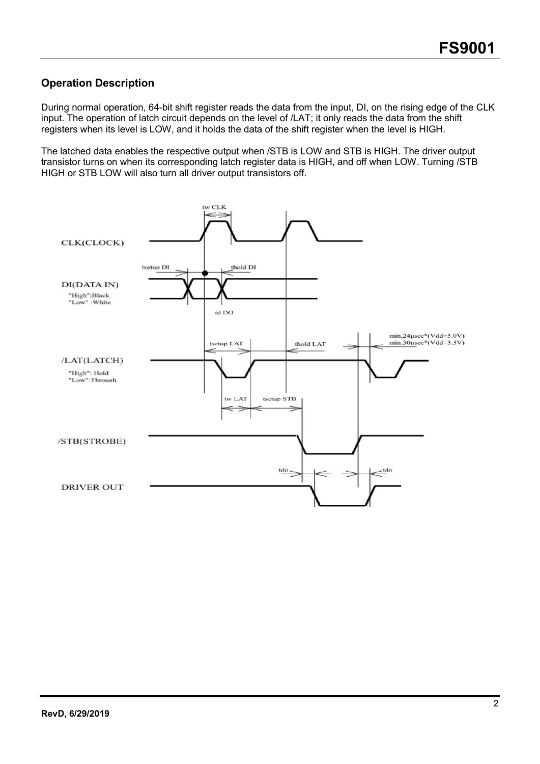## Operation Description

During normal operation, 64-bit shift register reads the data from the input, DI, on the rising edge of the CLK input. The operation of latch circuit depends on the level of /LAT; it only reads the data from the shift registers when its level is LOW, and it holds the data of the shift register when the level is HIGH.

The latched data enables the respective output when /STB is LOW and STB is HIGH. The driver output transistor turns on when its corresponding latch register data is HIGH, and off when LOW. Turning /STB HIGH or STB LOW will also turn all driver output transistors off.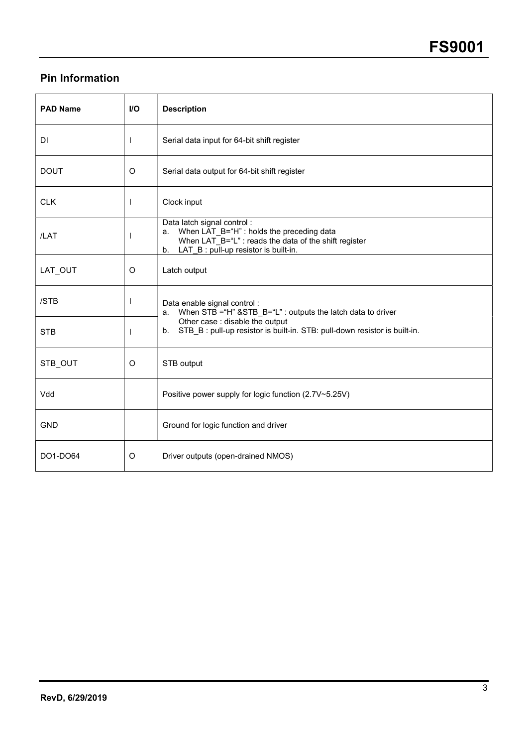## Pin Information

| PAD Name | I/O | Description |
|---|---|---|
| DI | I | Serial data input for 64-bit shift register |
| DOUT | O | Serial data output for 64-bit shift register |
| CLK | I | Clock input |
| /LAT | I | Data latch signal control :<br>a. When LAT_B="H" : holds the preceding data<br>When LAT_B="L" : reads the data of the shift register<br>b. LAT_B : pull-up resistor is built-in. |
| LAT_OUT | O | Latch output |
| /STB | I | Data enable signal control :<br>a. When STB ="H" &STB_B="L" : outputs the latch data to driver<br>Other case : disable the output<br>b. STB_B : pull-up resistor is built-in. STB: pull-down resistor is built-in. |
| STB | I | |
| STB_OUT | O | STB output |
| Vdd | | Positive power supply for logic function (2.7V~5.25V) |
| GND | | Ground for logic function and driver |
| DO1-DO64 | O | Driver outputs (open-drained NMOS) |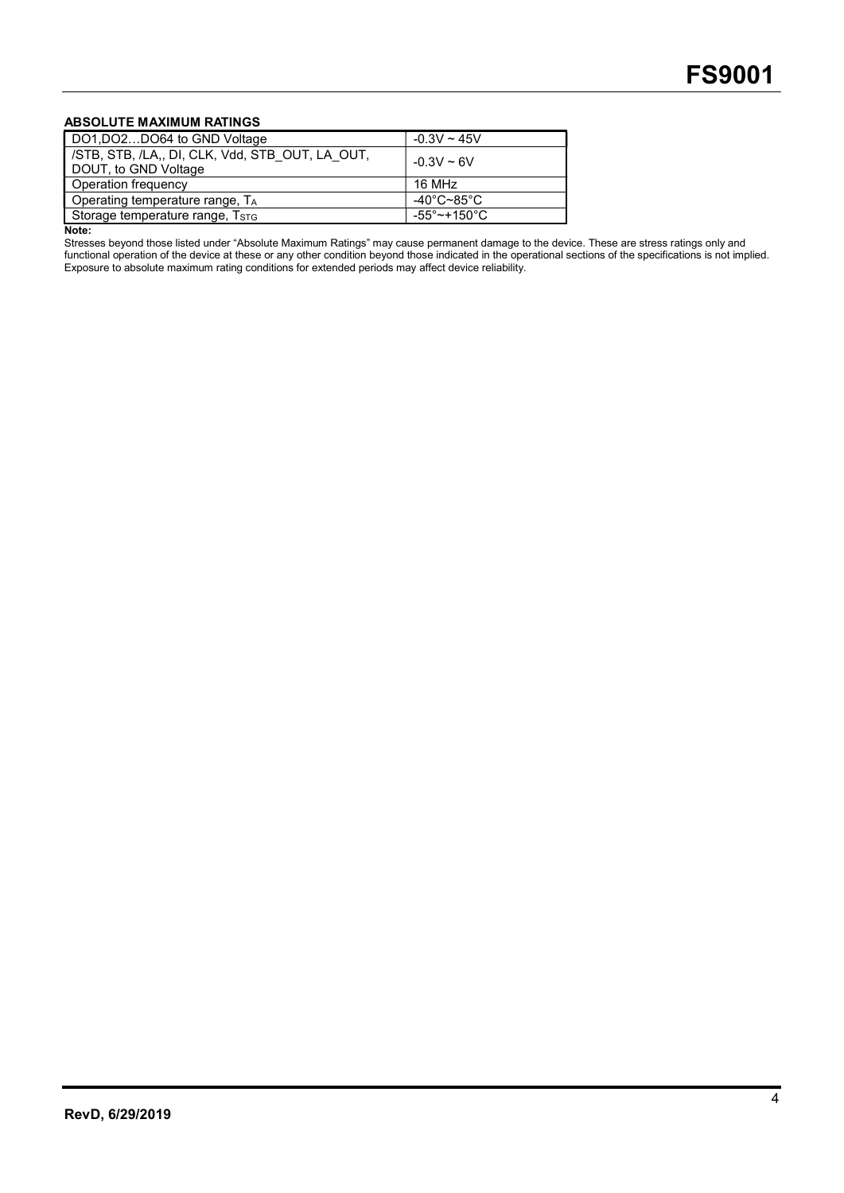### ABSOLUTE MAXIMUM RATINGS

| Parameter | Rating |
|---|---|
| DO1,DO2…DO64 to GND Voltage | -0.3V ~ 45V |
| /STB, STB, /LA,, DI, CLK, Vdd, STB_OUT, LA_OUT, DOUT, to GND Voltage | -0.3V ~ 6V |
| Operation frequency | 16 MHz |
| Operating temperature range, $T_A$ | -40°C~85°C |
| Storage temperature range, $T_{STG}$ | -55°~+150°C |

**Note:**

Stresses beyond those listed under "Absolute Maximum Ratings" may cause permanent damage to the device. These are stress ratings only and functional operation of the device at these or any other condition beyond those indicated in the operational sections of the specifications is not implied. Exposure to absolute maximum rating conditions for extended periods may affect device reliability.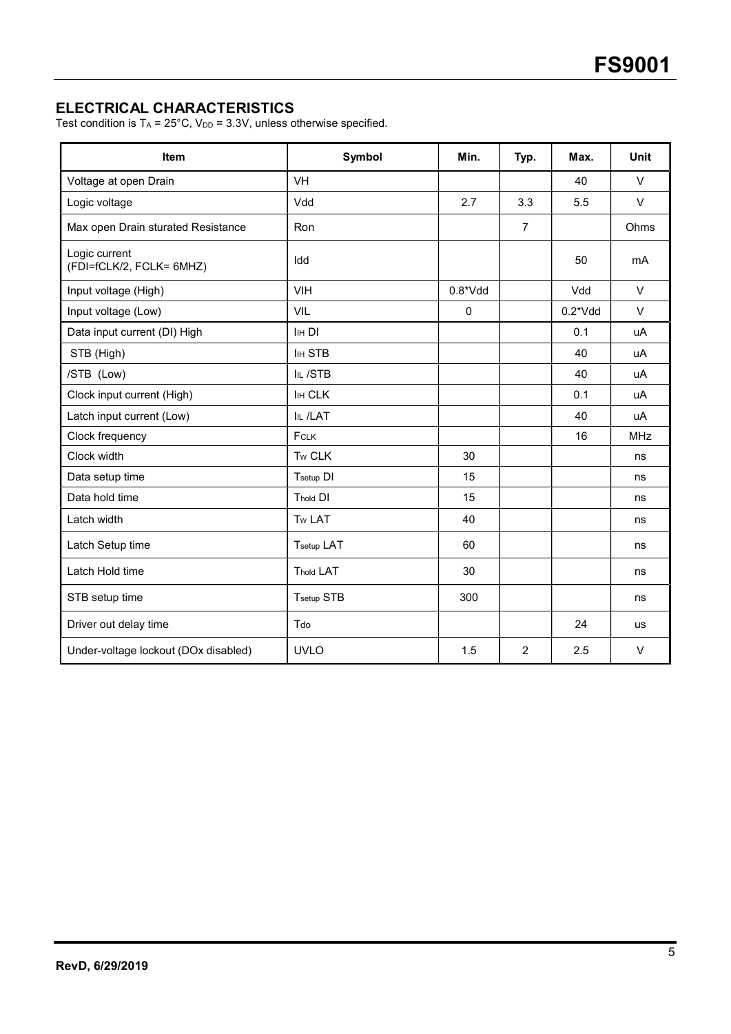## ELECTRICAL CHARACTERISTICS

Test condition is $T_A$ = 25°C, $V_{DD}$ = 3.3V, unless otherwise specified.

| Item | Symbol | Min. | Typ. | Max. | Unit |
|---|---|---|---|---|---|
| Voltage at open Drain | VH | | | 40 | V |
| Logic voltage | Vdd | 2.7 | 3.3 | 5.5 | V |
| Max open Drain sturated Resistance | Ron | | 7 | | Ohms |
| Logic current (FDI=fCLK/2, FCLK= 6MHZ) | Idd | | | 50 | mA |
| Input voltage (High) | VIH | 0.8*Vdd | | Vdd | V |
| Input voltage (Low) | VIL | 0 | | 0.2*Vdd | V |
| Data input current (DI) High | $I_{IH}$ DI | | | 0.1 | uA |
| STB (High) | $I_{IH}$ STB | | | 40 | uA |
| /STB (Low) | $I_{IL}$ /STB | | | 40 | uA |
| Clock input current (High) | $I_{IH}$ CLK | | | 0.1 | uA |
| Latch input current (Low) | $I_{IL}$ /LAT | | | 40 | uA |
| Clock frequency | $F_{CLK}$ | | | 16 | MHz |
| Clock width | $T_W$ CLK | 30 | | | ns |
| Data setup time | $T_{setup}$ DI | 15 | | | ns |
| Data hold time | $T_{hold}$ DI | 15 | | | ns |
| Latch width | $T_W$ LAT | 40 | | | ns |
| Latch Setup time | $T_{setup}$ LAT | 60 | | | ns |
| Latch Hold time | $T_{hold}$ LAT | 30 | | | ns |
| STB setup time | $T_{setup}$ STB | 300 | | | ns |
| Driver out delay time | Tdo | | | 24 | us |
| Under-voltage lockout (DOx disabled) | UVLO | 1.5 | 2 | 2.5 | V |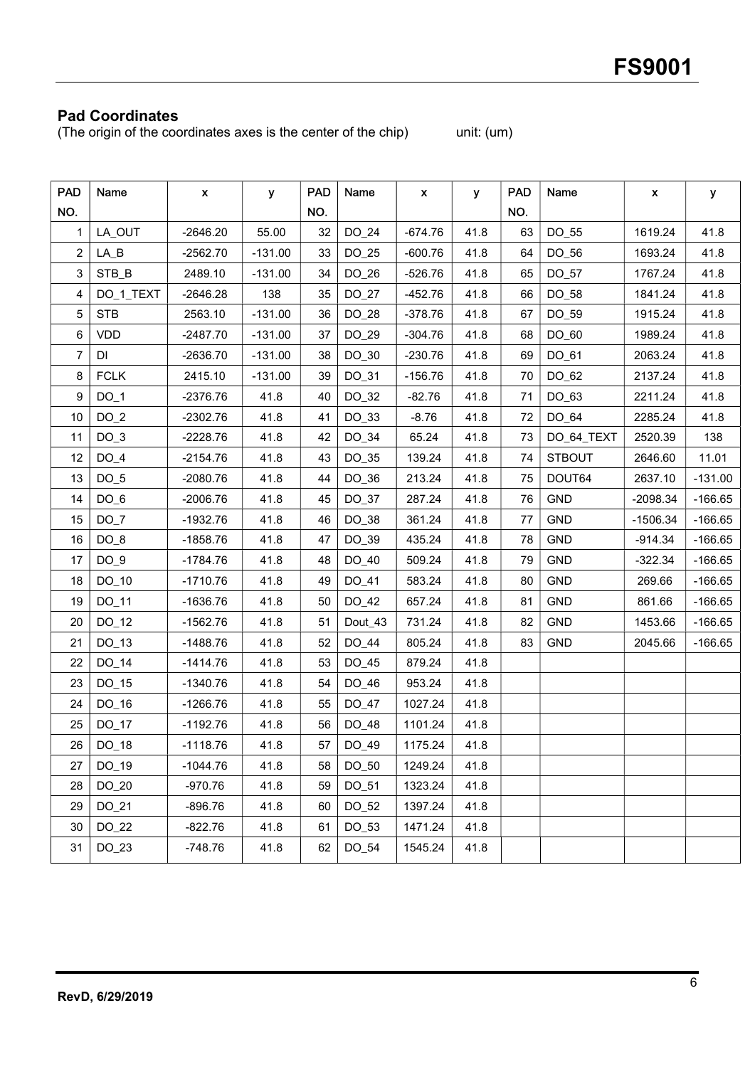## Pad Coordinates

(The origin of the coordinates axes is the center of the chip) unit: (um)

| PAD NO. | Name | x | y | PAD NO. | Name | x | y | PAD NO. | Name | x | y |
|---|---|---|---|---|---|---|---|---|---|---|---|
| 1 | LA_OUT | -2646.20 | 55.00 | 32 | DO_24 | -674.76 | 41.8 | 63 | DO_55 | 1619.24 | 41.8 |
| 2 | LA_B | -2562.70 | -131.00 | 33 | DO_25 | -600.76 | 41.8 | 64 | DO_56 | 1693.24 | 41.8 |
| 3 | STB_B | 2489.10 | -131.00 | 34 | DO_26 | -526.76 | 41.8 | 65 | DO_57 | 1767.24 | 41.8 |
| 4 | DO_1_TEXT | -2646.28 | 138 | 35 | DO_27 | -452.76 | 41.8 | 66 | DO_58 | 1841.24 | 41.8 |
| 5 | STB | 2563.10 | -131.00 | 36 | DO_28 | -378.76 | 41.8 | 67 | DO_59 | 1915.24 | 41.8 |
| 6 | VDD | -2487.70 | -131.00 | 37 | DO_29 | -304.76 | 41.8 | 68 | DO_60 | 1989.24 | 41.8 |
| 7 | DI | -2636.70 | -131.00 | 38 | DO_30 | -230.76 | 41.8 | 69 | DO_61 | 2063.24 | 41.8 |
| 8 | FCLK | 2415.10 | -131.00 | 39 | DO_31 | -156.76 | 41.8 | 70 | DO_62 | 2137.24 | 41.8 |
| 9 | DO_1 | -2376.76 | 41.8 | 40 | DO_32 | -82.76 | 41.8 | 71 | DO_63 | 2211.24 | 41.8 |
| 10 | DO_2 | -2302.76 | 41.8 | 41 | DO_33 | -8.76 | 41.8 | 72 | DO_64 | 2285.24 | 41.8 |
| 11 | DO_3 | -2228.76 | 41.8 | 42 | DO_34 | 65.24 | 41.8 | 73 | DO_64_TEXT | 2520.39 | 138 |
| 12 | DO_4 | -2154.76 | 41.8 | 43 | DO_35 | 139.24 | 41.8 | 74 | STBOUT | 2646.60 | 11.01 |
| 13 | DO_5 | -2080.76 | 41.8 | 44 | DO_36 | 213.24 | 41.8 | 75 | DOUT64 | 2637.10 | -131.00 |
| 14 | DO_6 | -2006.76 | 41.8 | 45 | DO_37 | 287.24 | 41.8 | 76 | GND | -2098.34 | -166.65 |
| 15 | DO_7 | -1932.76 | 41.8 | 46 | DO_38 | 361.24 | 41.8 | 77 | GND | -1506.34 | -166.65 |
| 16 | DO_8 | -1858.76 | 41.8 | 47 | DO_39 | 435.24 | 41.8 | 78 | GND | -914.34 | -166.65 |
| 17 | DO_9 | -1784.76 | 41.8 | 48 | DO_40 | 509.24 | 41.8 | 79 | GND | -322.34 | -166.65 |
| 18 | DO_10 | -1710.76 | 41.8 | 49 | DO_41 | 583.24 | 41.8 | 80 | GND | 269.66 | -166.65 |
| 19 | DO_11 | -1636.76 | 41.8 | 50 | DO_42 | 657.24 | 41.8 | 81 | GND | 861.66 | -166.65 |
| 20 | DO_12 | -1562.76 | 41.8 | 51 | Dout_43 | 731.24 | 41.8 | 82 | GND | 1453.66 | -166.65 |
| 21 | DO_13 | -1488.76 | 41.8 | 52 | DO_44 | 805.24 | 41.8 | 83 | GND | 2045.66 | -166.65 |
| 22 | DO_14 | -1414.76 | 41.8 | 53 | DO_45 | 879.24 | 41.8 | | | | |
| 23 | DO_15 | -1340.76 | 41.8 | 54 | DO_46 | 953.24 | 41.8 | | | | |
| 24 | DO_16 | -1266.76 | 41.8 | 55 | DO_47 | 1027.24 | 41.8 | | | | |
| 25 | DO_17 | -1192.76 | 41.8 | 56 | DO_48 | 1101.24 | 41.8 | | | | |
| 26 | DO_18 | -1118.76 | 41.8 | 57 | DO_49 | 1175.24 | 41.8 | | | | |
| 27 | DO_19 | -1044.76 | 41.8 | 58 | DO_50 | 1249.24 | 41.8 | | | | |
| 28 | DO_20 | -970.76 | 41.8 | 59 | DO_51 | 1323.24 | 41.8 | | | | |
| 29 | DO_21 | -896.76 | 41.8 | 60 | DO_52 | 1397.24 | 41.8 | | | | |
| 30 | DO_22 | -822.76 | 41.8 | 61 | DO_53 | 1471.24 | 41.8 | | | | |
| 31 | DO_23 | -748.76 | 41.8 | 62 | DO_54 | 1545.24 | 41.8 | | | | |

RevD, 6/29/2019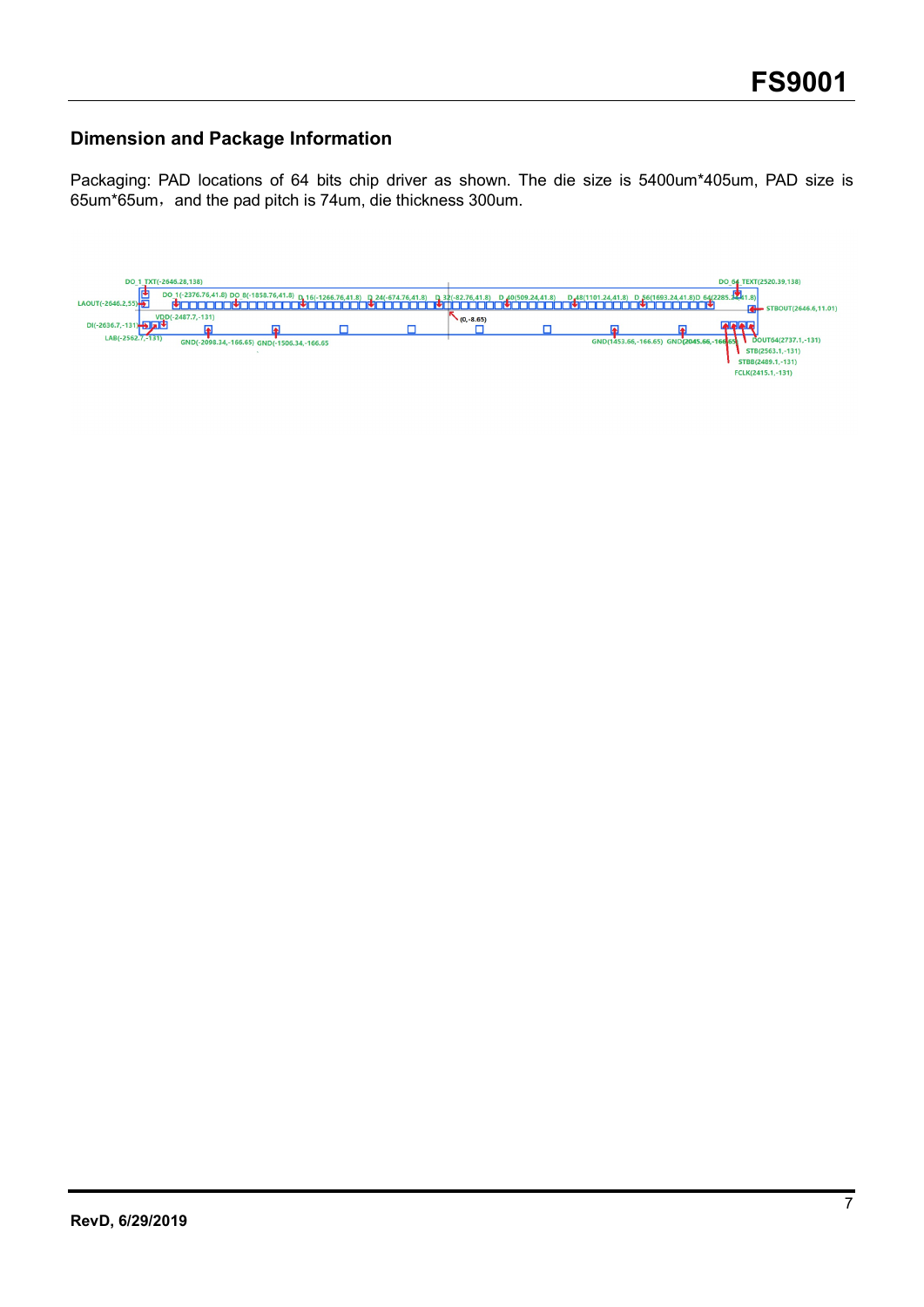## Dimension and Package Information

Packaging: PAD locations of 64 bits chip driver as shown. The die size is 5400um*405um, PAD size is 65um*65um，and the pad pitch is 74um, die thickness 300um.

DO_1_TXT(-2646.28,138)

DO_64_TEXT(2520.39,138)

LAOUT(-2646.2,55)

DO_1(-2376.76,41.8)

DO_8(-1858.76,41.8)

D_16(-1266.76,41.8)

D_24(-674.76,41.8)

D_32(-82.76,41.8)

D_40(509.24,41.8)

D_48(1101.24,41.8)

D_56(1693.24,41.8)

D_64(2285.24,41.8)

STBOUT(2646.6,11.01)

VDD(-2487.7,-131)

(0,-8.65)

DI(-2636.7,-131)

LAB(-2562.7,-131)

GND(-2098.34,-166.65)

GND(-1506.34,-166.65

GND(1453.66,-166.65)

GND(2045.66,-166.65)

DOUT64(2737.1,-131)

STB(2563.1,-131)

STBB(2489.1,-131)

FCLK(2415.1,-131)